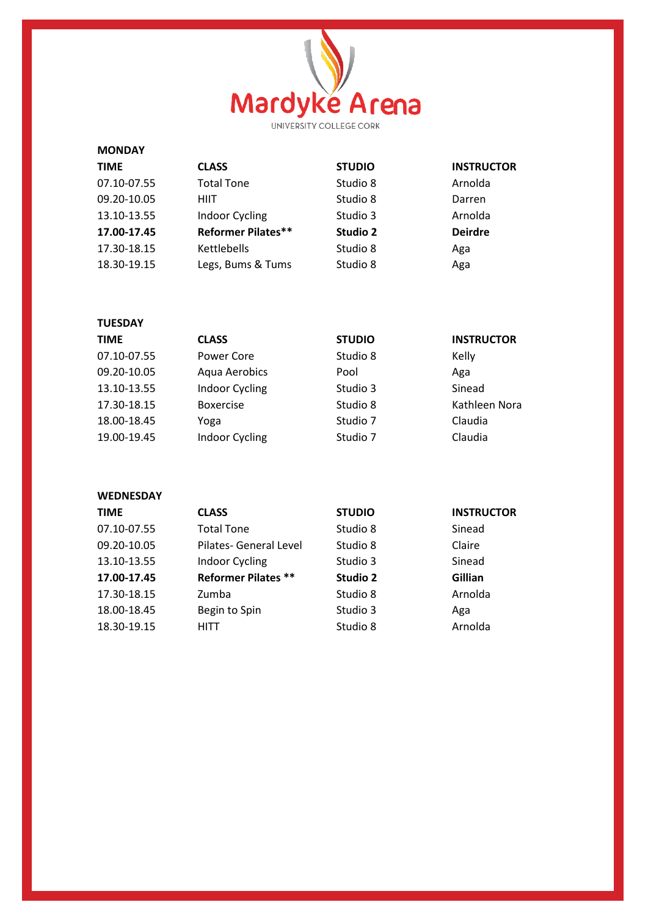# Mardyke Arena

UNIVERSITY COLLEGE CORK

## MONDAY

| TIME | CLASS | STUDIO | INSTRUCTOR |
|---|---|---|---|
| 07.10-07.55 | Total Tone | Studio 8 | Arnolda |
| 09.20-10.05 | HIIT | Studio 8 | Darren |
| 13.10-13.55 | Indoor Cycling | Studio 3 | Arnolda |
| **17.00-17.45** | **Reformer Pilates**** | **Studio 2** | **Deirdre** |
| 17.30-18.15 | Kettlebells | Studio 8 | Aga |
| 18.30-19.15 | Legs, Bums & Tums | Studio 8 | Aga |

## TUESDAY

| TIME | CLASS | STUDIO | INSTRUCTOR |
|---|---|---|---|
| 07.10-07.55 | Power Core | Studio 8 | Kelly |
| 09.20-10.05 | Aqua Aerobics | Pool | Aga |
| 13.10-13.55 | Indoor Cycling | Studio 3 | Sinead |
| 17.30-18.15 | Boxercise | Studio 8 | Kathleen Nora |
| 18.00-18.45 | Yoga | Studio 7 | Claudia |
| 19.00-19.45 | Indoor Cycling | Studio 7 | Claudia |

## WEDNESDAY

| TIME | CLASS | STUDIO | INSTRUCTOR |
|---|---|---|---|
| 07.10-07.55 | Total Tone | Studio 8 | Sinead |
| 09.20-10.05 | Pilates- General Level | Studio 8 | Claire |
| 13.10-13.55 | Indoor Cycling | Studio 3 | Sinead |
| **17.00-17.45** | **Reformer Pilates ** ** | **Studio 2** | **Gillian** |
| 17.30-18.15 | Zumba | Studio 8 | Arnolda |
| 18.00-18.45 | Begin to Spin | Studio 3 | Aga |
| 18.30-19.15 | HITT | Studio 8 | Arnolda |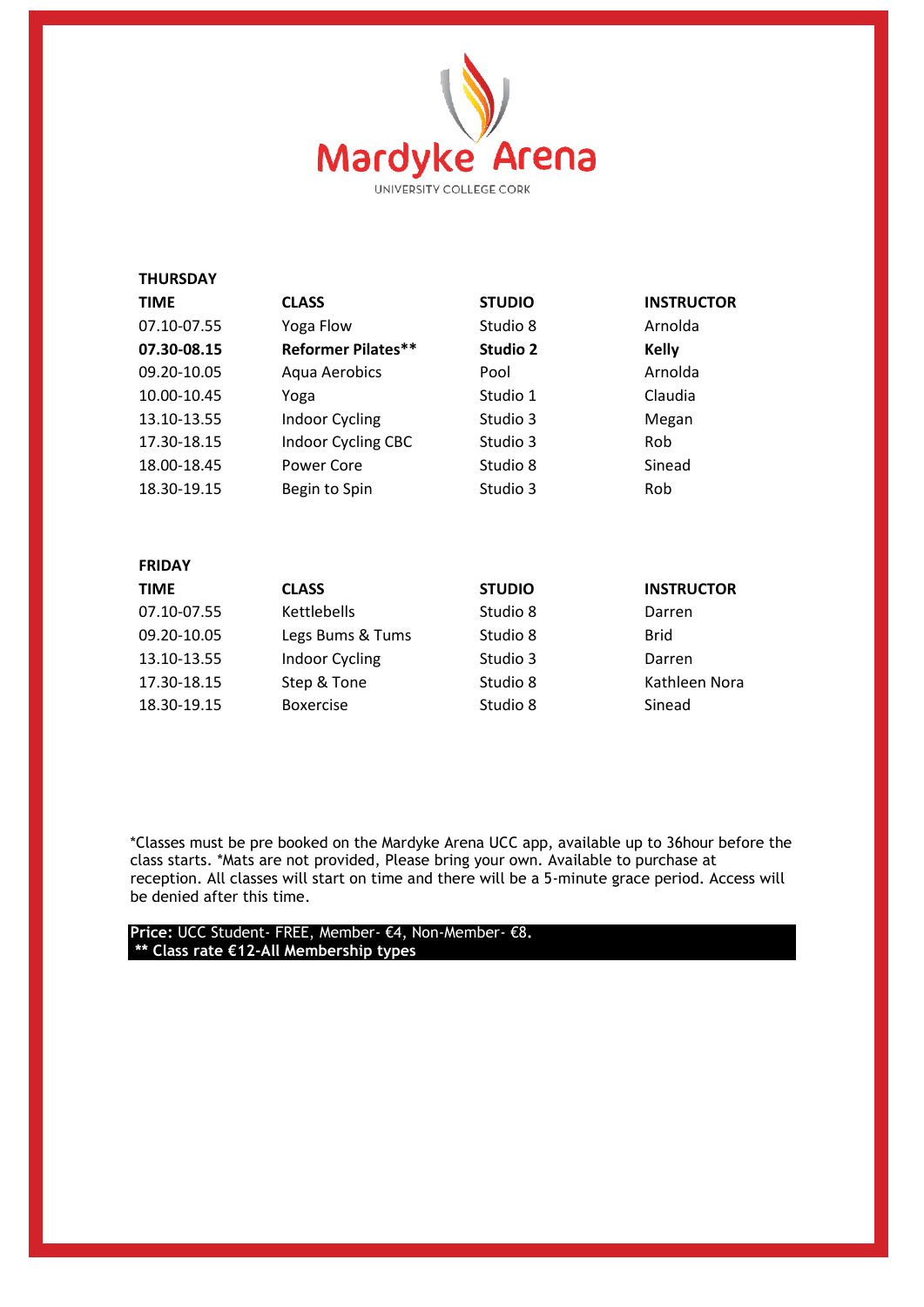# Mardyke Arena

UNIVERSITY COLLEGE CORK

## THURSDAY

| TIME | CLASS | STUDIO | INSTRUCTOR |
|---|---|---|---|
| 07.10-07.55 | Yoga Flow | Studio 8 | Arnolda |
| **07.30-08.15** | **Reformer Pilates**** | **Studio 2** | **Kelly** |
| 09.20-10.05 | Aqua Aerobics | Pool | Arnolda |
| 10.00-10.45 | Yoga | Studio 1 | Claudia |
| 13.10-13.55 | Indoor Cycling | Studio 3 | Megan |
| 17.30-18.15 | Indoor Cycling CBC | Studio 3 | Rob |
| 18.00-18.45 | Power Core | Studio 8 | Sinead |
| 18.30-19.15 | Begin to Spin | Studio 3 | Rob |

## FRIDAY

| TIME | CLASS | STUDIO | INSTRUCTOR |
|---|---|---|---|
| 07.10-07.55 | Kettlebells | Studio 8 | Darren |
| 09.20-10.05 | Legs Bums & Tums | Studio 8 | Brid |
| 13.10-13.55 | Indoor Cycling | Studio 3 | Darren |
| 17.30-18.15 | Step & Tone | Studio 8 | Kathleen Nora |
| 18.30-19.15 | Boxercise | Studio 8 | Sinead |

*Classes must be pre booked on the Mardyke Arena UCC app, available up to 36hour before the class starts. *Mats are not provided, Please bring your own. Available to purchase at reception. All classes will start on time and there will be a 5-minute grace period. Access will be denied after this time.

**Price:** UCC Student- FREE, Member- €4, Non-Member- €8.
**** Class rate €12-All Membership types**